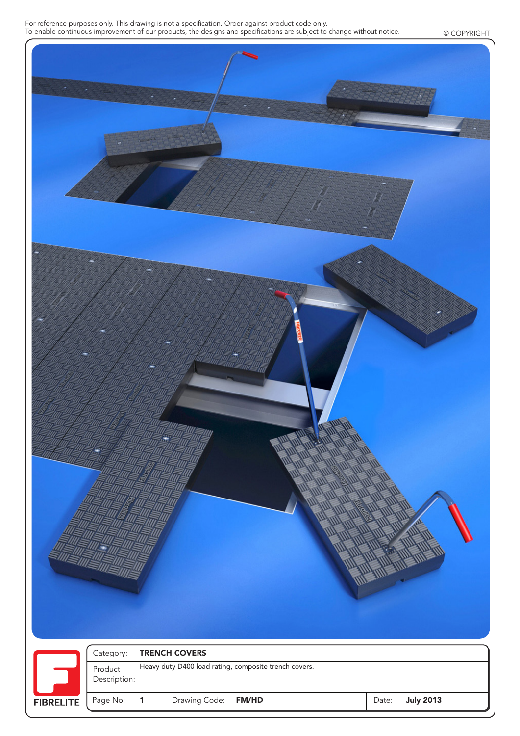For reference purposes only. This drawing is not a specification. Order against product code only.
To enable continuous improvement of our products, the designs and specifications are subject to change without notice.

© COPYRIGHT

FIBRELITE

| Category: | TRENCH COVERS | | |
|---|---|---|---|
| Product Description: | Heavy duty D400 load rating, composite trench covers. | | |
| Page No: 1 | Drawing Code: FM/HD | | Date: July 2013 |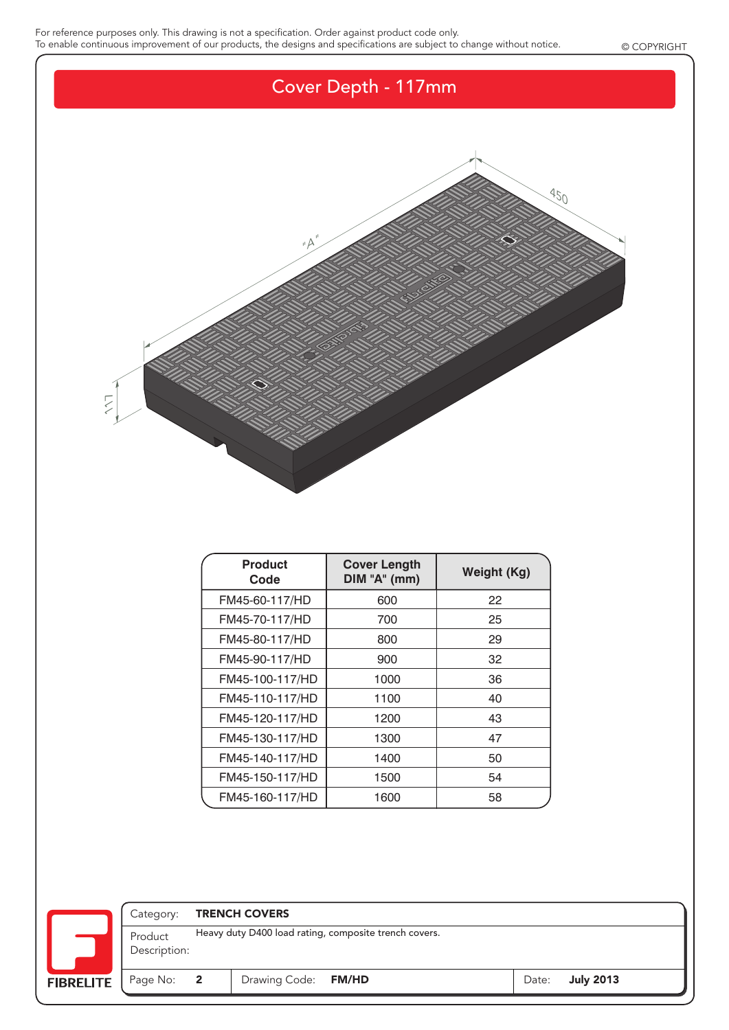For reference purposes only. This drawing is not a specification. Order against product code only.
To enable continuous improvement of our products, the designs and specifications are subject to change without notice.

© COPYRIGHT

# Cover Depth - 117mm

"A"

450

117

| Product Code | Cover Length DIM "A" (mm) | Weight (Kg) |
|---|---|---|
| FM45-60-117/HD | 600 | 22 |
| FM45-70-117/HD | 700 | 25 |
| FM45-80-117/HD | 800 | 29 |
| FM45-90-117/HD | 900 | 32 |
| FM45-100-117/HD | 1000 | 36 |
| FM45-110-117/HD | 1100 | 40 |
| FM45-120-117/HD | 1200 | 43 |
| FM45-130-117/HD | 1300 | 47 |
| FM45-140-117/HD | 1400 | 50 |
| FM45-150-117/HD | 1500 | 54 |
| FM45-160-117/HD | 1600 | 58 |

FIBRELITE

| | | | |
|---|---|---|---|
| Category: | **TRENCH COVERS** | | |
| Product Description: | Heavy duty D400 load rating, composite trench covers. | | |
| Page No: **2** | Drawing Code: **FM/HD** | | Date: **July 2013** |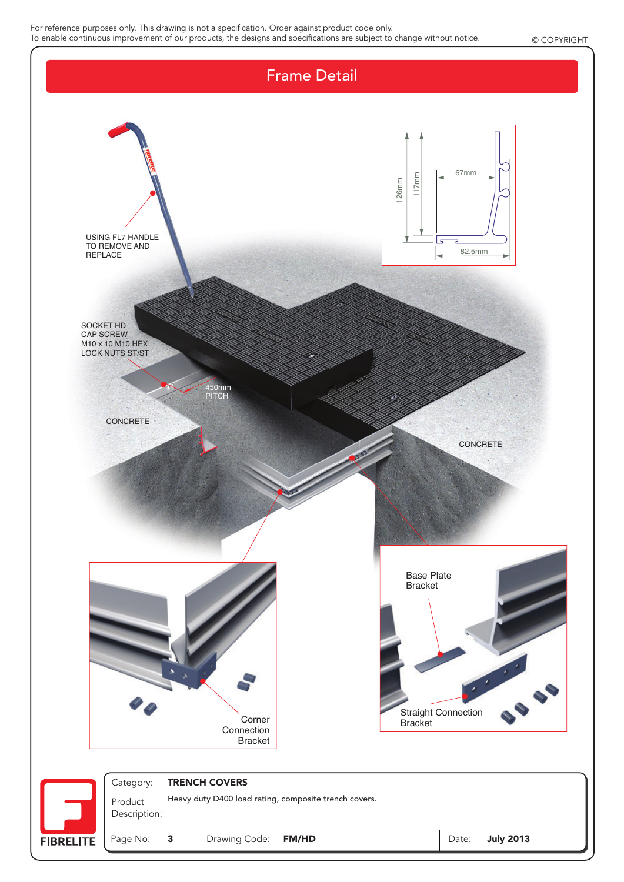For reference purposes only. This drawing is not a specification. Order against product code only.
To enable continuous improvement of our products, the designs and specifications are subject to change without notice.

© COPYRIGHT

# Frame Detail

126mm

117mm

67mm

82.5mm

USING FL7 HANDLE TO REMOVE AND REPLACE

SOCKET HD CAP SCREW M10 x 10 M10 HEX LOCK NUTS ST/ST

450mm PITCH

CONCRETE

CONCRETE

Base Plate Bracket

Straight Connection Bracket

Corner Connection Bracket

| Category: | TRENCH COVERS | | |
|---|---|---|---|
| Product Description: | Heavy duty D400 load rating, composite trench covers. | | |
| Page No: **3** | Drawing Code: **FM/HD** | Date: | **July 2013** |

FIBRELITE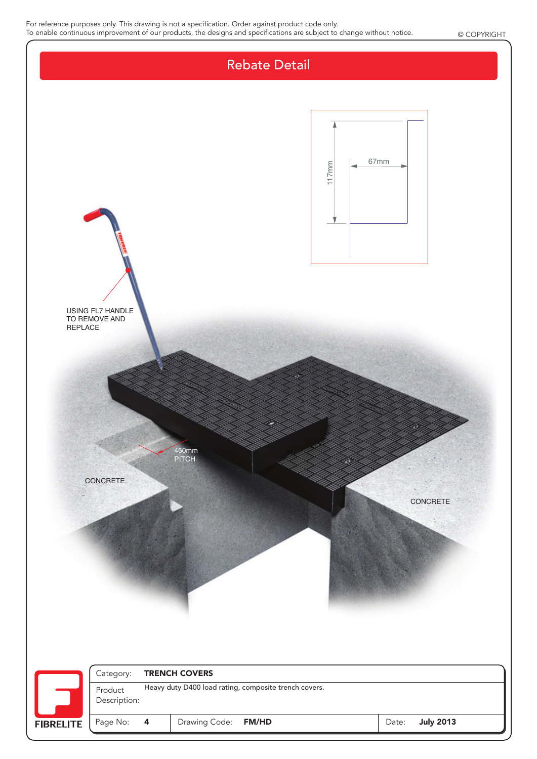For reference purposes only. This drawing is not a specification. Order against product code only.
To enable continuous improvement of our products, the designs and specifications are subject to change without notice.

© COPYRIGHT

# Rebate Detail

67mm

117mm

USING FL7 HANDLE TO REMOVE AND REPLACE

450mm PITCH

CONCRETE

CONCRETE

FIBRELITE

| | |
|---|---|
| Category: | **TRENCH COVERS** |
| Product Description: | Heavy duty D400 load rating, composite trench covers. |
| Page No: **4** | Drawing Code: **FM/HD** | Date: **July 2013** |